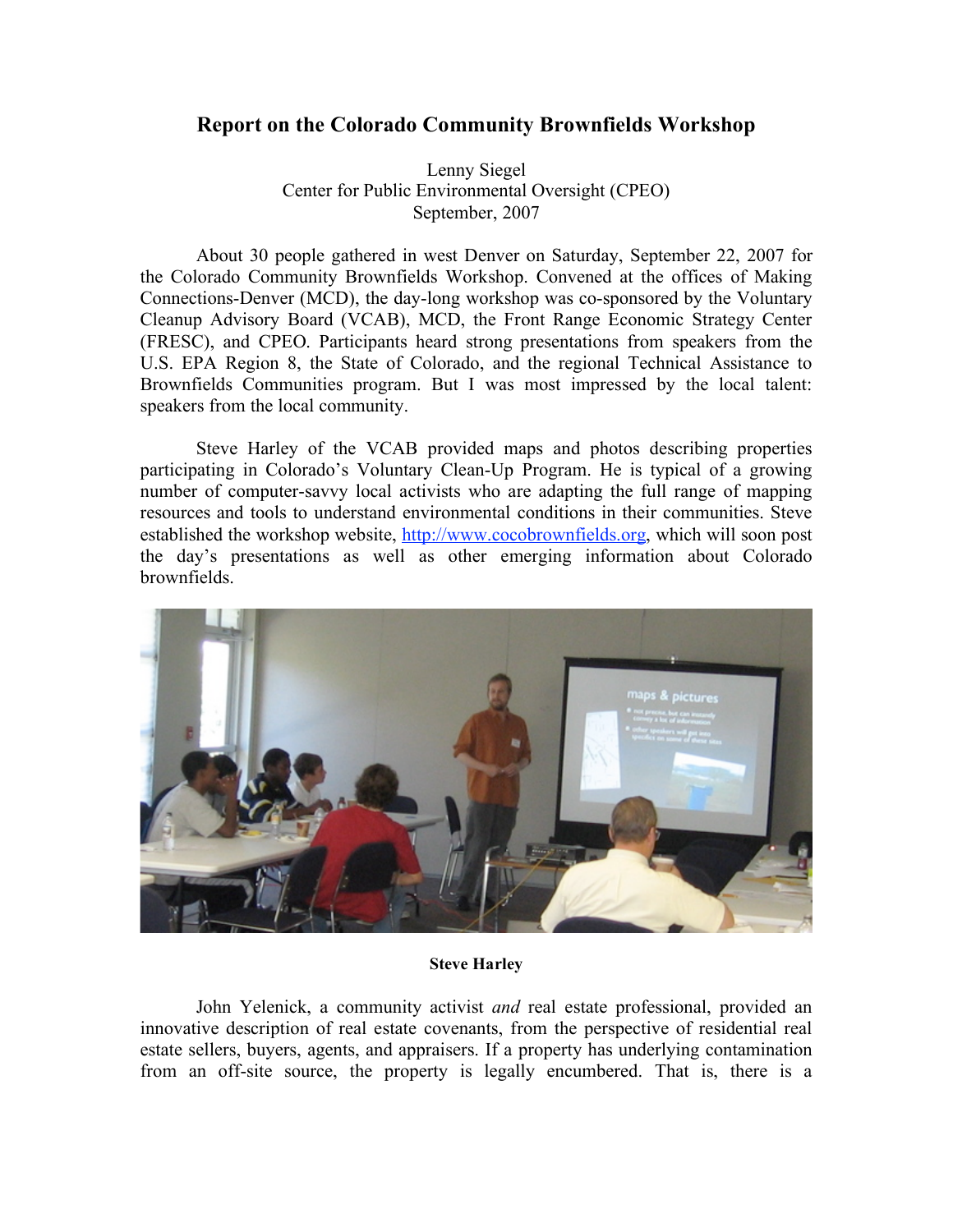# Report on the Colorado Community Brownfields Workshop

Lenny Siegel
Center for Public Environmental Oversight (CPEO)
September, 2007

About 30 people gathered in west Denver on Saturday, September 22, 2007 for the Colorado Community Brownfields Workshop. Convened at the offices of Making Connections-Denver (MCD), the day-long workshop was co-sponsored by the Voluntary Cleanup Advisory Board (VCAB), MCD, the Front Range Economic Strategy Center (FRESC), and CPEO. Participants heard strong presentations from speakers from the U.S. EPA Region 8, the State of Colorado, and the regional Technical Assistance to Brownfields Communities program. But I was most impressed by the local talent: speakers from the local community.

Steve Harley of the VCAB provided maps and photos describing properties participating in Colorado's Voluntary Clean-Up Program. He is typical of a growing number of computer-savvy local activists who are adapting the full range of mapping resources and tools to understand environmental conditions in their communities. Steve established the workshop website, http://www.cocobrownfields.org, which will soon post the day's presentations as well as other emerging information about Colorado brownfields.

**Steve Harley**

John Yelenick, a community activist *and* real estate professional, provided an innovative description of real estate covenants, from the perspective of residential real estate sellers, buyers, agents, and appraisers. If a property has underlying contamination from an off-site source, the property is legally encumbered. That is, there is a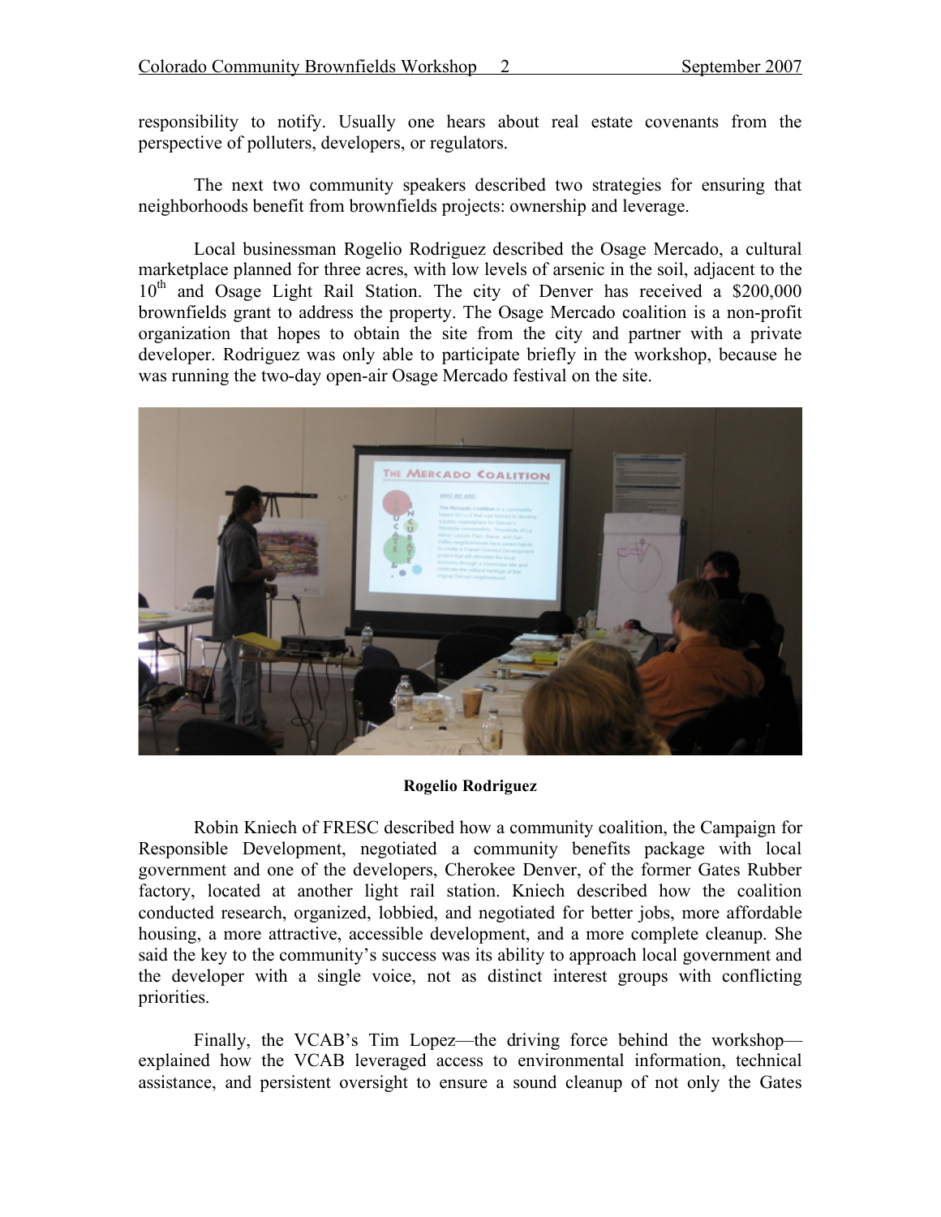responsibility to notify. Usually one hears about real estate covenants from the perspective of polluters, developers, or regulators.

The next two community speakers described two strategies for ensuring that neighborhoods benefit from brownfields projects: ownership and leverage.

Local businessman Rogelio Rodriguez described the Osage Mercado, a cultural marketplace planned for three acres, with low levels of arsenic in the soil, adjacent to the 10th and Osage Light Rail Station. The city of Denver has received a $200,000 brownfields grant to address the property. The Osage Mercado coalition is a non-profit organization that hopes to obtain the site from the city and partner with a private developer. Rodriguez was only able to participate briefly in the workshop, because he was running the two-day open-air Osage Mercado festival on the site.

**Rogelio Rodriguez**

Robin Kniech of FRESC described how a community coalition, the Campaign for Responsible Development, negotiated a community benefits package with local government and one of the developers, Cherokee Denver, of the former Gates Rubber factory, located at another light rail station. Kniech described how the coalition conducted research, organized, lobbied, and negotiated for better jobs, more affordable housing, a more attractive, accessible development, and a more complete cleanup. She said the key to the community's success was its ability to approach local government and the developer with a single voice, not as distinct interest groups with conflicting priorities.

Finally, the VCAB's Tim Lopez—the driving force behind the workshop—explained how the VCAB leveraged access to environmental information, technical assistance, and persistent oversight to ensure a sound cleanup of not only the Gates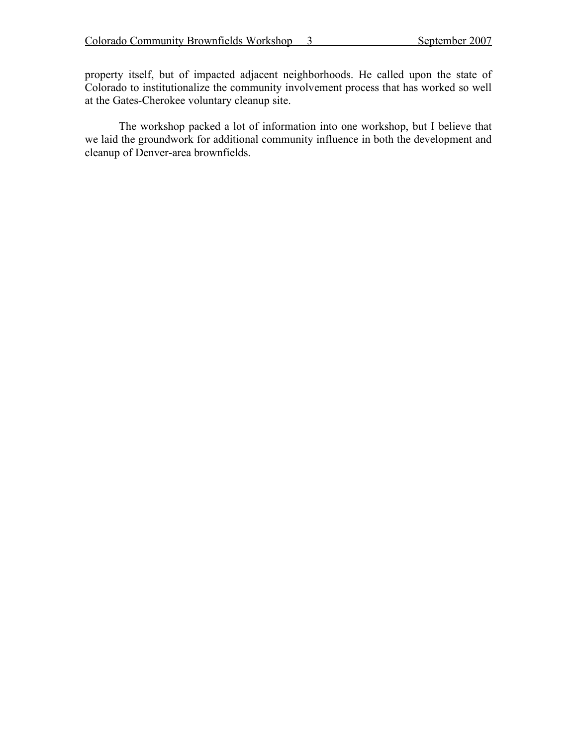property itself, but of impacted adjacent neighborhoods. He called upon the state of Colorado to institutionalize the community involvement process that has worked so well at the Gates-Cherokee voluntary cleanup site.

The workshop packed a lot of information into one workshop, but I believe that we laid the groundwork for additional community influence in both the development and cleanup of Denver-area brownfields.